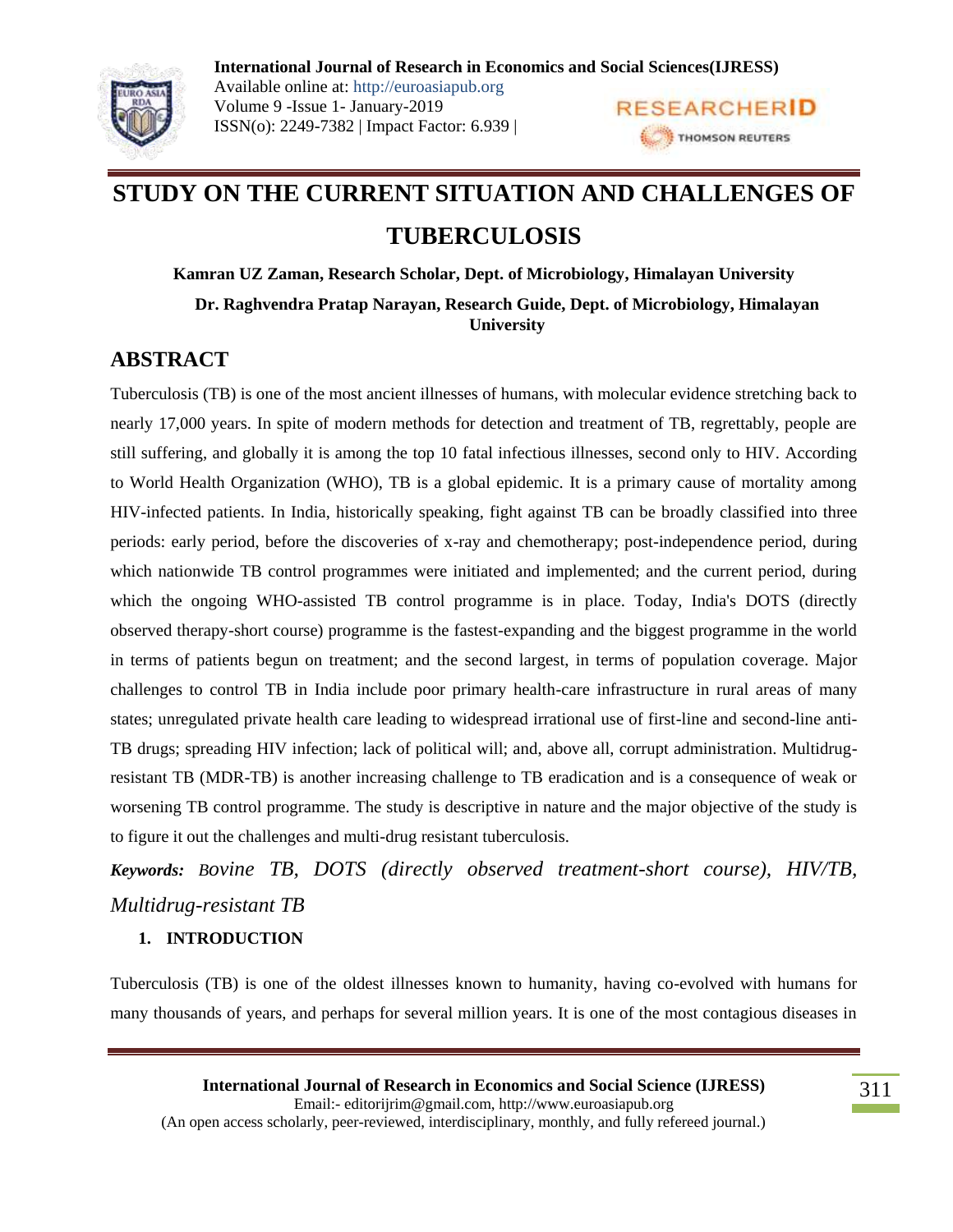# STUDY ON THE CURRENT SITUATION AND CHALLENGES OF TUBERCULOSIS

**Kamran UZ Zaman, Research Scholar, Dept. of Microbiology, Himalayan University**

**Dr. Raghvendra Pratap Narayan, Research Guide, Dept. of Microbiology, Himalayan University**

## ABSTRACT

Tuberculosis (TB) is one of the most ancient illnesses of humans, with molecular evidence stretching back to nearly 17,000 years. In spite of modern methods for detection and treatment of TB, regrettably, people are still suffering, and globally it is among the top 10 fatal infectious illnesses, second only to HIV. According to World Health Organization (WHO), TB is a global epidemic. It is a primary cause of mortality among HIV-infected patients. In India, historically speaking, fight against TB can be broadly classified into three periods: early period, before the discoveries of x-ray and chemotherapy; post-independence period, during which nationwide TB control programmes were initiated and implemented; and the current period, during which the ongoing WHO-assisted TB control programme is in place. Today, India's DOTS (directly observed therapy-short course) programme is the fastest-expanding and the biggest programme in the world in terms of patients begun on treatment; and the second largest, in terms of population coverage. Major challenges to control TB in India include poor primary health-care infrastructure in rural areas of many states; unregulated private health care leading to widespread irrational use of first-line and second-line anti-TB drugs; spreading HIV infection; lack of political will; and, above all, corrupt administration. Multidrug-resistant TB (MDR-TB) is another increasing challenge to TB eradication and is a consequence of weak or worsening TB control programme. The study is descriptive in nature and the major objective of the study is to figure it out the challenges and multi-drug resistant tuberculosis.

***Keywords:*** *Bovine TB, DOTS (directly observed treatment-short course), HIV/TB, Multidrug-resistant TB*

### 1. INTRODUCTION

Tuberculosis (TB) is one of the oldest illnesses known to humanity, having co-evolved with humans for many thousands of years, and perhaps for several million years. It is one of the most contagious diseases in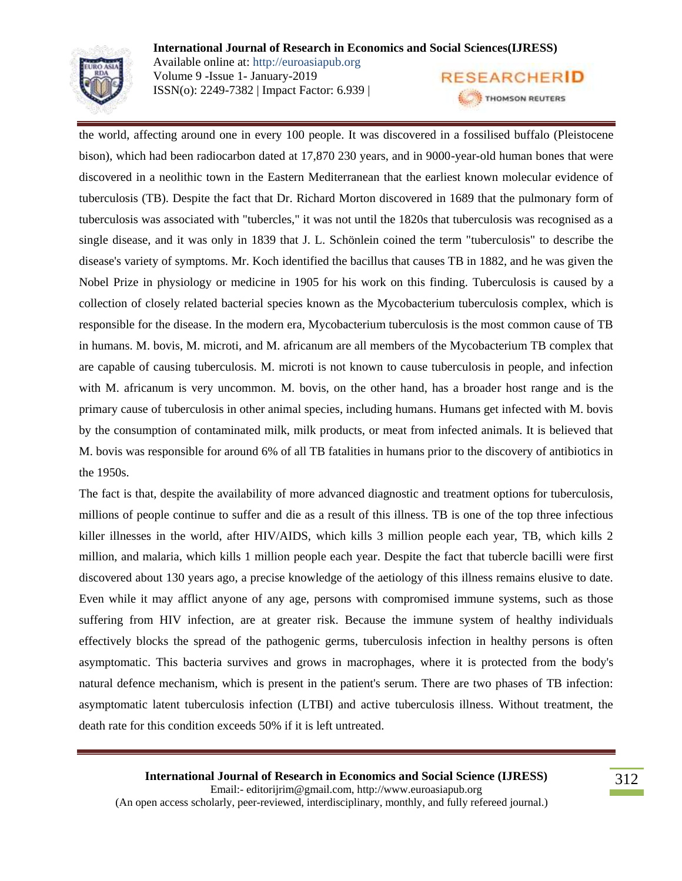the world, affecting around one in every 100 people. It was discovered in a fossilised buffalo (Pleistocene bison), which had been radiocarbon dated at 17,870 230 years, and in 9000-year-old human bones that were discovered in a neolithic town in the Eastern Mediterranean that the earliest known molecular evidence of tuberculosis (TB). Despite the fact that Dr. Richard Morton discovered in 1689 that the pulmonary form of tuberculosis was associated with "tubercles," it was not until the 1820s that tuberculosis was recognised as a single disease, and it was only in 1839 that J. L. Schönlein coined the term "tuberculosis" to describe the disease's variety of symptoms. Mr. Koch identified the bacillus that causes TB in 1882, and he was given the Nobel Prize in physiology or medicine in 1905 for his work on this finding. Tuberculosis is caused by a collection of closely related bacterial species known as the Mycobacterium tuberculosis complex, which is responsible for the disease. In the modern era, Mycobacterium tuberculosis is the most common cause of TB in humans. M. bovis, M. microti, and M. africanum are all members of the Mycobacterium TB complex that are capable of causing tuberculosis. M. microti is not known to cause tuberculosis in people, and infection with M. africanum is very uncommon. M. bovis, on the other hand, has a broader host range and is the primary cause of tuberculosis in other animal species, including humans. Humans get infected with M. bovis by the consumption of contaminated milk, milk products, or meat from infected animals. It is believed that M. bovis was responsible for around 6% of all TB fatalities in humans prior to the discovery of antibiotics in the 1950s.

The fact is that, despite the availability of more advanced diagnostic and treatment options for tuberculosis, millions of people continue to suffer and die as a result of this illness. TB is one of the top three infectious killer illnesses in the world, after HIV/AIDS, which kills 3 million people each year, TB, which kills 2 million, and malaria, which kills 1 million people each year. Despite the fact that tubercle bacilli were first discovered about 130 years ago, a precise knowledge of the aetiology of this illness remains elusive to date. Even while it may afflict anyone of any age, persons with compromised immune systems, such as those suffering from HIV infection, are at greater risk. Because the immune system of healthy individuals effectively blocks the spread of the pathogenic germs, tuberculosis infection in healthy persons is often asymptomatic. This bacteria survives and grows in macrophages, where it is protected from the body's natural defence mechanism, which is present in the patient's serum. There are two phases of TB infection: asymptomatic latent tuberculosis infection (LTBI) and active tuberculosis illness. Without treatment, the death rate for this condition exceeds 50% if it is left untreated.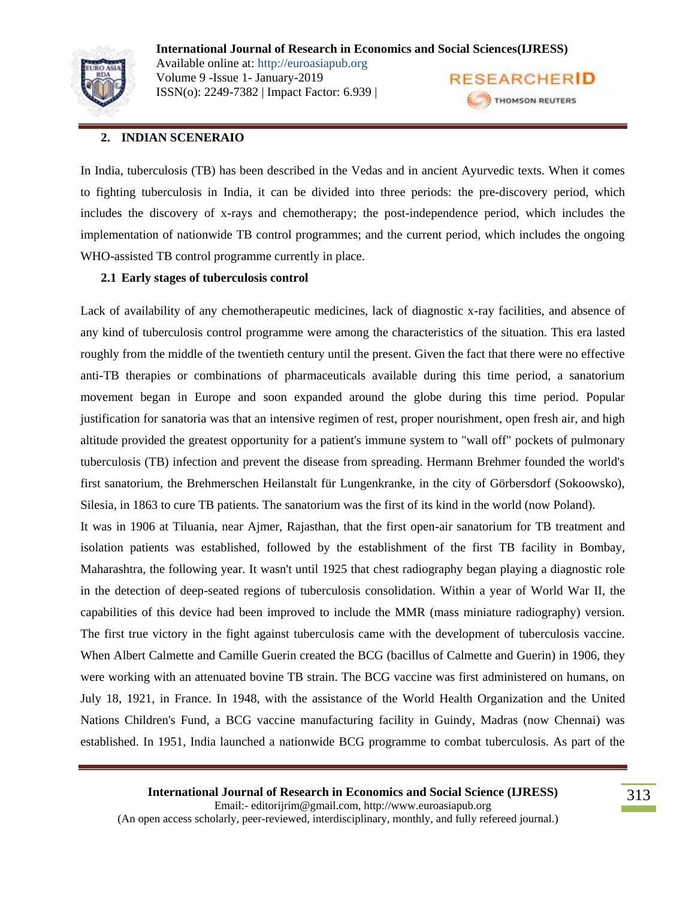## 2. INDIAN SCENERAIO

In India, tuberculosis (TB) has been described in the Vedas and in ancient Ayurvedic texts. When it comes to fighting tuberculosis in India, it can be divided into three periods: the pre-discovery period, which includes the discovery of x-rays and chemotherapy; the post-independence period, which includes the implementation of nationwide TB control programmes; and the current period, which includes the ongoing WHO-assisted TB control programme currently in place.

### 2.1 Early stages of tuberculosis control

Lack of availability of any chemotherapeutic medicines, lack of diagnostic x-ray facilities, and absence of any kind of tuberculosis control programme were among the characteristics of the situation. This era lasted roughly from the middle of the twentieth century until the present. Given the fact that there were no effective anti-TB therapies or combinations of pharmaceuticals available during this time period, a sanatorium movement began in Europe and soon expanded around the globe during this time period. Popular justification for sanatoria was that an intensive regimen of rest, proper nourishment, open fresh air, and high altitude provided the greatest opportunity for a patient's immune system to "wall off" pockets of pulmonary tuberculosis (TB) infection and prevent the disease from spreading. Hermann Brehmer founded the world's first sanatorium, the Brehmerschen Heilanstalt für Lungenkranke, in the city of Görbersdorf (Sokoowsko), Silesia, in 1863 to cure TB patients. The sanatorium was the first of its kind in the world (now Poland).

It was in 1906 at Tiluania, near Ajmer, Rajasthan, that the first open-air sanatorium for TB treatment and isolation patients was established, followed by the establishment of the first TB facility in Bombay, Maharashtra, the following year. It wasn't until 1925 that chest radiography began playing a diagnostic role in the detection of deep-seated regions of tuberculosis consolidation. Within a year of World War II, the capabilities of this device had been improved to include the MMR (mass miniature radiography) version. The first true victory in the fight against tuberculosis came with the development of tuberculosis vaccine. When Albert Calmette and Camille Guerin created the BCG (bacillus of Calmette and Guerin) in 1906, they were working with an attenuated bovine TB strain. The BCG vaccine was first administered on humans, on July 18, 1921, in France. In 1948, with the assistance of the World Health Organization and the United Nations Children's Fund, a BCG vaccine manufacturing facility in Guindy, Madras (now Chennai) was established. In 1951, India launched a nationwide BCG programme to combat tuberculosis. As part of the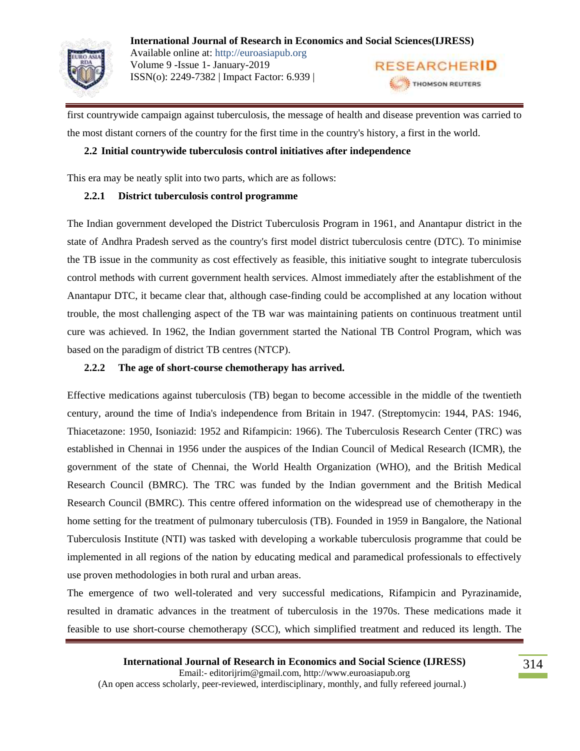first countrywide campaign against tuberculosis, the message of health and disease prevention was carried to the most distant corners of the country for the first time in the country's history, a first in the world.

### 2.2 Initial countrywide tuberculosis control initiatives after independence

This era may be neatly split into two parts, which are as follows:

#### 2.2.1 District tuberculosis control programme

The Indian government developed the District Tuberculosis Program in 1961, and Anantapur district in the state of Andhra Pradesh served as the country's first model district tuberculosis centre (DTC). To minimise the TB issue in the community as cost effectively as feasible, this initiative sought to integrate tuberculosis control methods with current government health services. Almost immediately after the establishment of the Anantapur DTC, it became clear that, although case-finding could be accomplished at any location without trouble, the most challenging aspect of the TB war was maintaining patients on continuous treatment until cure was achieved. In 1962, the Indian government started the National TB Control Program, which was based on the paradigm of district TB centres (NTCP).

#### 2.2.2 The age of short-course chemotherapy has arrived.

Effective medications against tuberculosis (TB) began to become accessible in the middle of the twentieth century, around the time of India's independence from Britain in 1947. (Streptomycin: 1944, PAS: 1946, Thiacetazone: 1950, Isoniazid: 1952 and Rifampicin: 1966). The Tuberculosis Research Center (TRC) was established in Chennai in 1956 under the auspices of the Indian Council of Medical Research (ICMR), the government of the state of Chennai, the World Health Organization (WHO), and the British Medical Research Council (BMRC). The TRC was funded by the Indian government and the British Medical Research Council (BMRC). This centre offered information on the widespread use of chemotherapy in the home setting for the treatment of pulmonary tuberculosis (TB). Founded in 1959 in Bangalore, the National Tuberculosis Institute (NTI) was tasked with developing a workable tuberculosis programme that could be implemented in all regions of the nation by educating medical and paramedical professionals to effectively use proven methodologies in both rural and urban areas.

The emergence of two well-tolerated and very successful medications, Rifampicin and Pyrazinamide, resulted in dramatic advances in the treatment of tuberculosis in the 1970s. These medications made it feasible to use short-course chemotherapy (SCC), which simplified treatment and reduced its length. The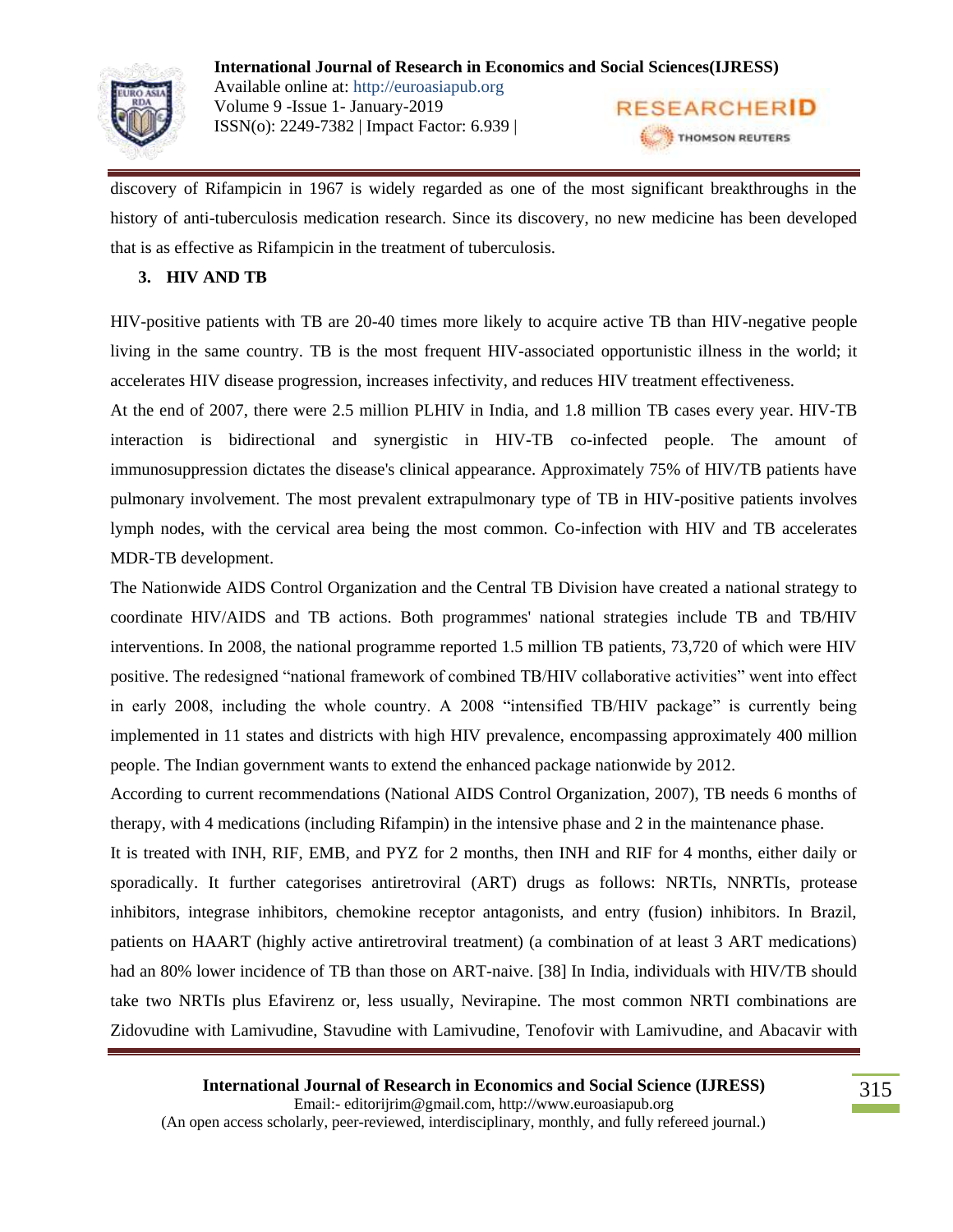discovery of Rifampicin in 1967 is widely regarded as one of the most significant breakthroughs in the history of anti-tuberculosis medication research. Since its discovery, no new medicine has been developed that is as effective as Rifampicin in the treatment of tuberculosis.

## 3. HIV AND TB

HIV-positive patients with TB are 20-40 times more likely to acquire active TB than HIV-negative people living in the same country. TB is the most frequent HIV-associated opportunistic illness in the world; it accelerates HIV disease progression, increases infectivity, and reduces HIV treatment effectiveness.

At the end of 2007, there were 2.5 million PLHIV in India, and 1.8 million TB cases every year. HIV-TB interaction is bidirectional and synergistic in HIV-TB co-infected people. The amount of immunosuppression dictates the disease's clinical appearance. Approximately 75% of HIV/TB patients have pulmonary involvement. The most prevalent extrapulmonary type of TB in HIV-positive patients involves lymph nodes, with the cervical area being the most common. Co-infection with HIV and TB accelerates MDR-TB development.

The Nationwide AIDS Control Organization and the Central TB Division have created a national strategy to coordinate HIV/AIDS and TB actions. Both programmes' national strategies include TB and TB/HIV interventions. In 2008, the national programme reported 1.5 million TB patients, 73,720 of which were HIV positive. The redesigned "national framework of combined TB/HIV collaborative activities" went into effect in early 2008, including the whole country. A 2008 "intensified TB/HIV package" is currently being implemented in 11 states and districts with high HIV prevalence, encompassing approximately 400 million people. The Indian government wants to extend the enhanced package nationwide by 2012.

According to current recommendations (National AIDS Control Organization, 2007), TB needs 6 months of therapy, with 4 medications (including Rifampin) in the intensive phase and 2 in the maintenance phase.

It is treated with INH, RIF, EMB, and PYZ for 2 months, then INH and RIF for 4 months, either daily or sporadically. It further categorises antiretroviral (ART) drugs as follows: NRTIs, NNRTIs, protease inhibitors, integrase inhibitors, chemokine receptor antagonists, and entry (fusion) inhibitors. In Brazil, patients on HAART (highly active antiretroviral treatment) (a combination of at least 3 ART medications) had an 80% lower incidence of TB than those on ART-naive. [38] In India, individuals with HIV/TB should take two NRTIs plus Efavirenz or, less usually, Nevirapine. The most common NRTI combinations are Zidovudine with Lamivudine, Stavudine with Lamivudine, Tenofovir with Lamivudine, and Abacavir with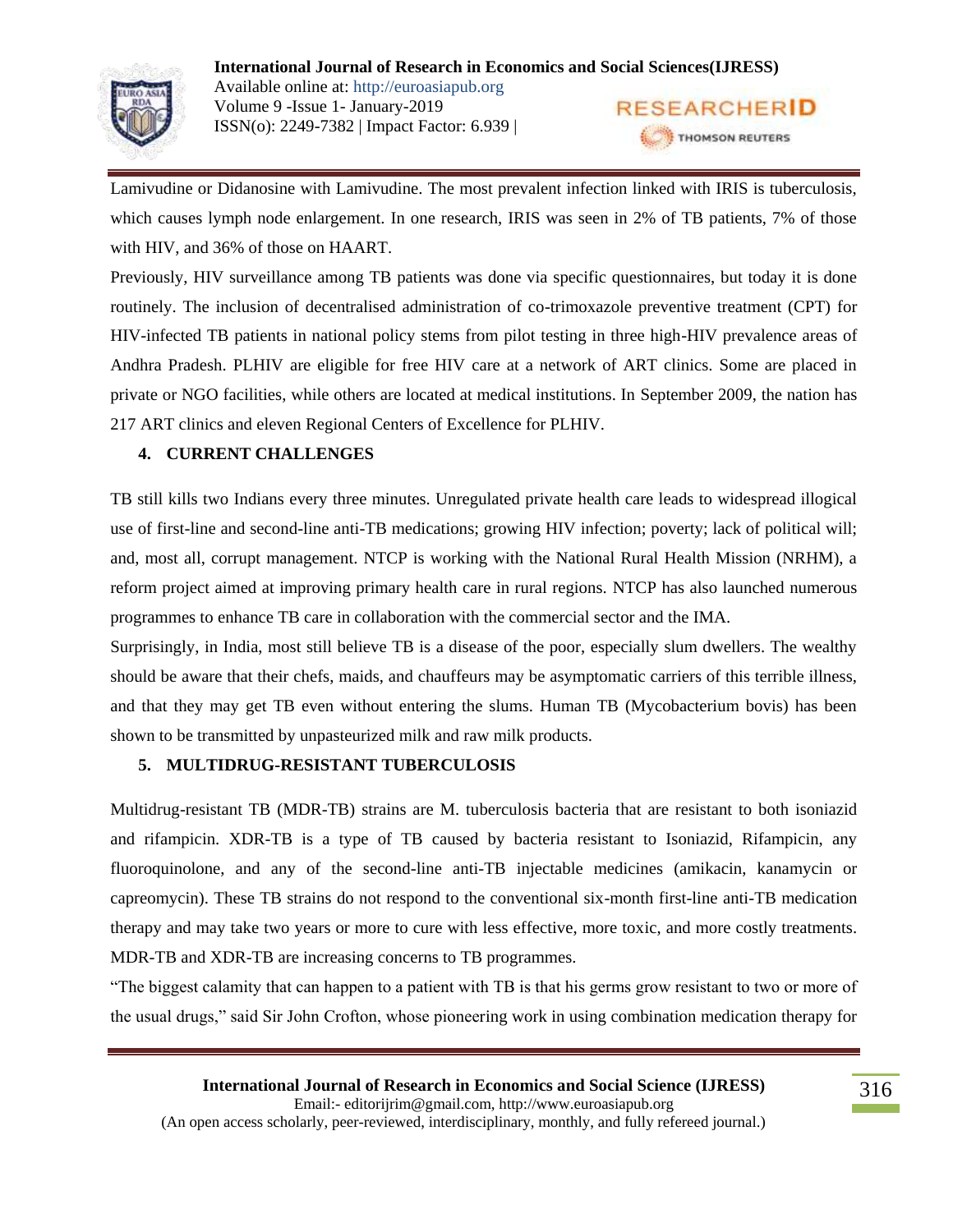Lamivudine or Didanosine with Lamivudine. The most prevalent infection linked with IRIS is tuberculosis, which causes lymph node enlargement. In one research, IRIS was seen in 2% of TB patients, 7% of those with HIV, and 36% of those on HAART.

Previously, HIV surveillance among TB patients was done via specific questionnaires, but today it is done routinely. The inclusion of decentralised administration of co-trimoxazole preventive treatment (CPT) for HIV-infected TB patients in national policy stems from pilot testing in three high-HIV prevalence areas of Andhra Pradesh. PLHIV are eligible for free HIV care at a network of ART clinics. Some are placed in private or NGO facilities, while others are located at medical institutions. In September 2009, the nation has 217 ART clinics and eleven Regional Centers of Excellence for PLHIV.

## 4. CURRENT CHALLENGES

TB still kills two Indians every three minutes. Unregulated private health care leads to widespread illogical use of first-line and second-line anti-TB medications; growing HIV infection; poverty; lack of political will; and, most all, corrupt management. NTCP is working with the National Rural Health Mission (NRHM), a reform project aimed at improving primary health care in rural regions. NTCP has also launched numerous programmes to enhance TB care in collaboration with the commercial sector and the IMA.

Surprisingly, in India, most still believe TB is a disease of the poor, especially slum dwellers. The wealthy should be aware that their chefs, maids, and chauffeurs may be asymptomatic carriers of this terrible illness, and that they may get TB even without entering the slums. Human TB (Mycobacterium bovis) has been shown to be transmitted by unpasteurized milk and raw milk products.

## 5. MULTIDRUG-RESISTANT TUBERCULOSIS

Multidrug-resistant TB (MDR-TB) strains are M. tuberculosis bacteria that are resistant to both isoniazid and rifampicin. XDR-TB is a type of TB caused by bacteria resistant to Isoniazid, Rifampicin, any fluoroquinolone, and any of the second-line anti-TB injectable medicines (amikacin, kanamycin or capreomycin). These TB strains do not respond to the conventional six-month first-line anti-TB medication therapy and may take two years or more to cure with less effective, more toxic, and more costly treatments. MDR-TB and XDR-TB are increasing concerns to TB programmes.

"The biggest calamity that can happen to a patient with TB is that his germs grow resistant to two or more of the usual drugs," said Sir John Crofton, whose pioneering work in using combination medication therapy for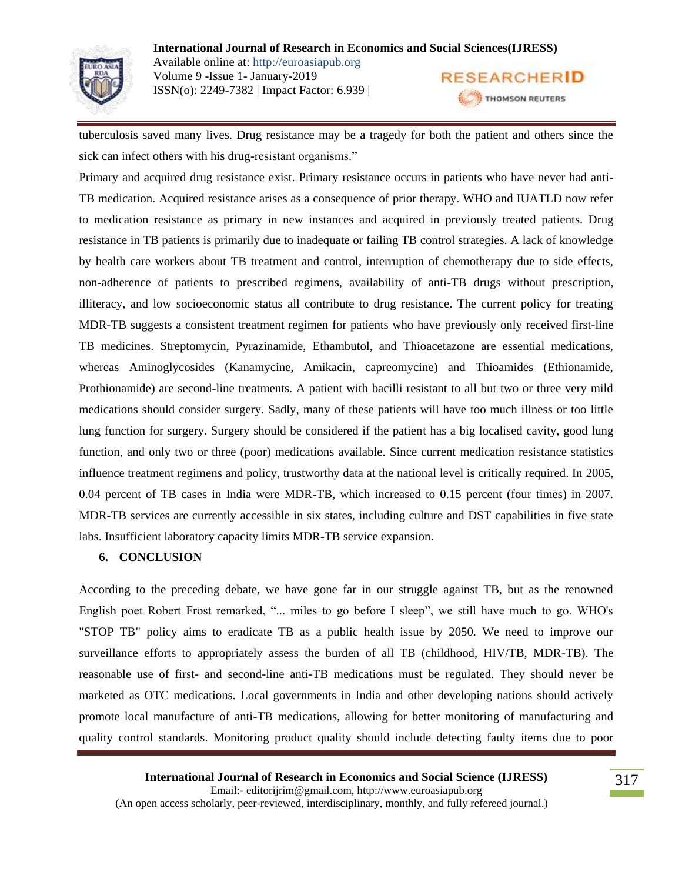tuberculosis saved many lives. Drug resistance may be a tragedy for both the patient and others since the sick can infect others with his drug-resistant organisms."

Primary and acquired drug resistance exist. Primary resistance occurs in patients who have never had anti-TB medication. Acquired resistance arises as a consequence of prior therapy. WHO and IUATLD now refer to medication resistance as primary in new instances and acquired in previously treated patients. Drug resistance in TB patients is primarily due to inadequate or failing TB control strategies. A lack of knowledge by health care workers about TB treatment and control, interruption of chemotherapy due to side effects, non-adherence of patients to prescribed regimens, availability of anti-TB drugs without prescription, illiteracy, and low socioeconomic status all contribute to drug resistance. The current policy for treating MDR-TB suggests a consistent treatment regimen for patients who have previously only received first-line TB medicines. Streptomycin, Pyrazinamide, Ethambutol, and Thioacetazone are essential medications, whereas Aminoglycosides (Kanamycine, Amikacin, capreomycine) and Thioamides (Ethionamide, Prothionamide) are second-line treatments. A patient with bacilli resistant to all but two or three very mild medications should consider surgery. Sadly, many of these patients will have too much illness or too little lung function for surgery. Surgery should be considered if the patient has a big localised cavity, good lung function, and only two or three (poor) medications available. Since current medication resistance statistics influence treatment regimens and policy, trustworthy data at the national level is critically required. In 2005, 0.04 percent of TB cases in India were MDR-TB, which increased to 0.15 percent (four times) in 2007. MDR-TB services are currently accessible in six states, including culture and DST capabilities in five state labs. Insufficient laboratory capacity limits MDR-TB service expansion.

## 6. CONCLUSION

According to the preceding debate, we have gone far in our struggle against TB, but as the renowned English poet Robert Frost remarked, "... miles to go before I sleep", we still have much to go. WHO's "STOP TB" policy aims to eradicate TB as a public health issue by 2050. We need to improve our surveillance efforts to appropriately assess the burden of all TB (childhood, HIV/TB, MDR-TB). The reasonable use of first- and second-line anti-TB medications must be regulated. They should never be marketed as OTC medications. Local governments in India and other developing nations should actively promote local manufacture of anti-TB medications, allowing for better monitoring of manufacturing and quality control standards. Monitoring product quality should include detecting faulty items due to poor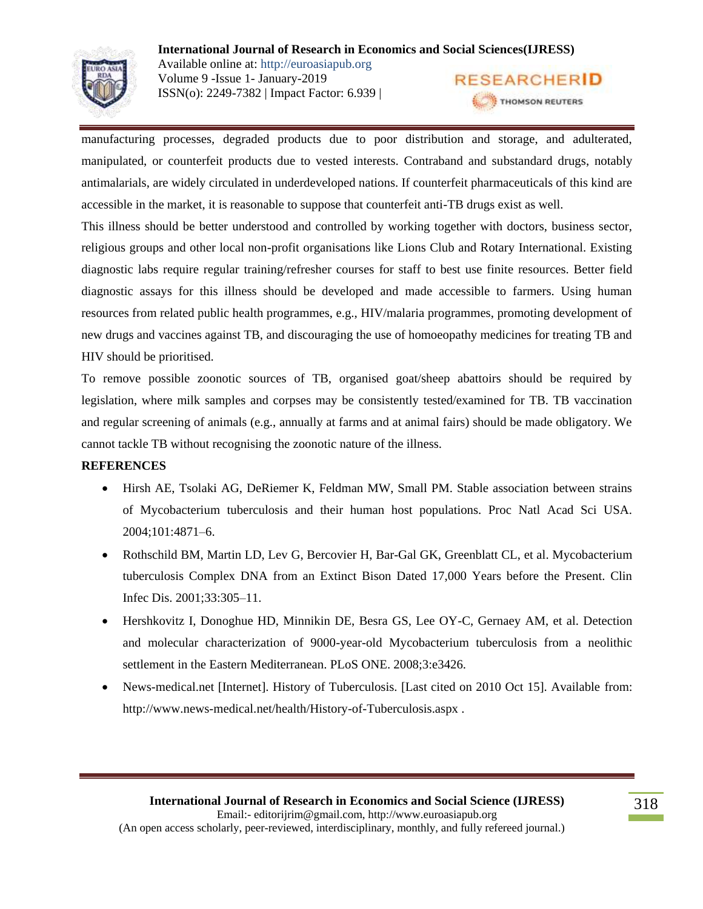manufacturing processes, degraded products due to poor distribution and storage, and adulterated, manipulated, or counterfeit products due to vested interests. Contraband and substandard drugs, notably antimalarials, are widely circulated in underdeveloped nations. If counterfeit pharmaceuticals of this kind are accessible in the market, it is reasonable to suppose that counterfeit anti-TB drugs exist as well.

This illness should be better understood and controlled by working together with doctors, business sector, religious groups and other local non-profit organisations like Lions Club and Rotary International. Existing diagnostic labs require regular training/refresher courses for staff to best use finite resources. Better field diagnostic assays for this illness should be developed and made accessible to farmers. Using human resources from related public health programmes, e.g., HIV/malaria programmes, promoting development of new drugs and vaccines against TB, and discouraging the use of homoeopathy medicines for treating TB and HIV should be prioritised.

To remove possible zoonotic sources of TB, organised goat/sheep abattoirs should be required by legislation, where milk samples and corpses may be consistently tested/examined for TB. TB vaccination and regular screening of animals (e.g., annually at farms and at animal fairs) should be made obligatory. We cannot tackle TB without recognising the zoonotic nature of the illness.

**REFERENCES**

- Hirsh AE, Tsolaki AG, DeRiemer K, Feldman MW, Small PM. Stable association between strains of Mycobacterium tuberculosis and their human host populations. Proc Natl Acad Sci USA. 2004;101:4871–6.
- Rothschild BM, Martin LD, Lev G, Bercovier H, Bar-Gal GK, Greenblatt CL, et al. Mycobacterium tuberculosis Complex DNA from an Extinct Bison Dated 17,000 Years before the Present. Clin Infec Dis. 2001;33:305–11.
- Hershkovitz I, Donoghue HD, Minnikin DE, Besra GS, Lee OY-C, Gernaey AM, et al. Detection and molecular characterization of 9000-year-old Mycobacterium tuberculosis from a neolithic settlement in the Eastern Mediterranean. PLoS ONE. 2008;3:e3426.
- News-medical.net [Internet]. History of Tuberculosis. [Last cited on 2010 Oct 15]. Available from: http://www.news-medical.net/health/History-of-Tuberculosis.aspx .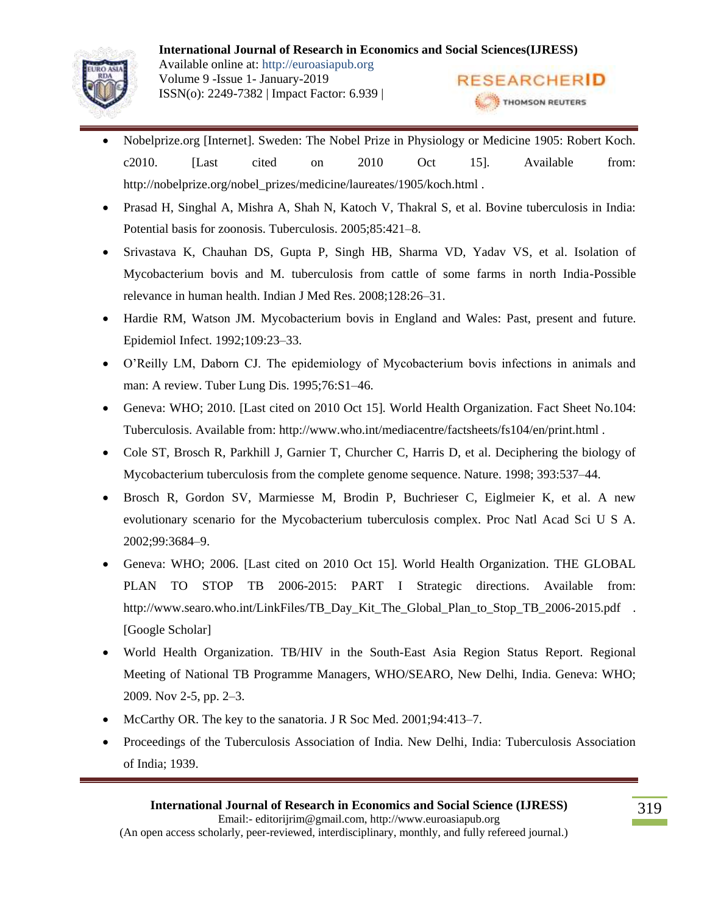- Nobelprize.org [Internet]. Sweden: The Nobel Prize in Physiology or Medicine 1905: Robert Koch. c2010. [Last cited on 2010 Oct 15]. Available from: http://nobelprize.org/nobel_prizes/medicine/laureates/1905/koch.html .
- Prasad H, Singhal A, Mishra A, Shah N, Katoch V, Thakral S, et al. Bovine tuberculosis in India: Potential basis for zoonosis. Tuberculosis. 2005;85:421–8.
- Srivastava K, Chauhan DS, Gupta P, Singh HB, Sharma VD, Yadav VS, et al. Isolation of Mycobacterium bovis and M. tuberculosis from cattle of some farms in north India-Possible relevance in human health. Indian J Med Res. 2008;128:26–31.
- Hardie RM, Watson JM. Mycobacterium bovis in England and Wales: Past, present and future. Epidemiol Infect. 1992;109:23–33.
- O'Reilly LM, Daborn CJ. The epidemiology of Mycobacterium bovis infections in animals and man: A review. Tuber Lung Dis. 1995;76:S1–46.
- Geneva: WHO; 2010. [Last cited on 2010 Oct 15]. World Health Organization. Fact Sheet No.104: Tuberculosis. Available from: http://www.who.int/mediacentre/factsheets/fs104/en/print.html .
- Cole ST, Brosch R, Parkhill J, Garnier T, Churcher C, Harris D, et al. Deciphering the biology of Mycobacterium tuberculosis from the complete genome sequence. Nature. 1998; 393:537–44.
- Brosch R, Gordon SV, Marmiesse M, Brodin P, Buchrieser C, Eiglmeier K, et al. A new evolutionary scenario for the Mycobacterium tuberculosis complex. Proc Natl Acad Sci U S A. 2002;99:3684–9.
- Geneva: WHO; 2006. [Last cited on 2010 Oct 15]. World Health Organization. THE GLOBAL PLAN TO STOP TB 2006-2015: PART I Strategic directions. Available from: http://www.searo.who.int/LinkFiles/TB_Day_Kit_The_Global_Plan_to_Stop_TB_2006-2015.pdf . [Google Scholar]
- World Health Organization. TB/HIV in the South-East Asia Region Status Report. Regional Meeting of National TB Programme Managers, WHO/SEARO, New Delhi, India. Geneva: WHO; 2009. Nov 2-5, pp. 2–3.
- McCarthy OR. The key to the sanatoria. J R Soc Med. 2001;94:413–7.
- Proceedings of the Tuberculosis Association of India. New Delhi, India: Tuberculosis Association of India; 1939.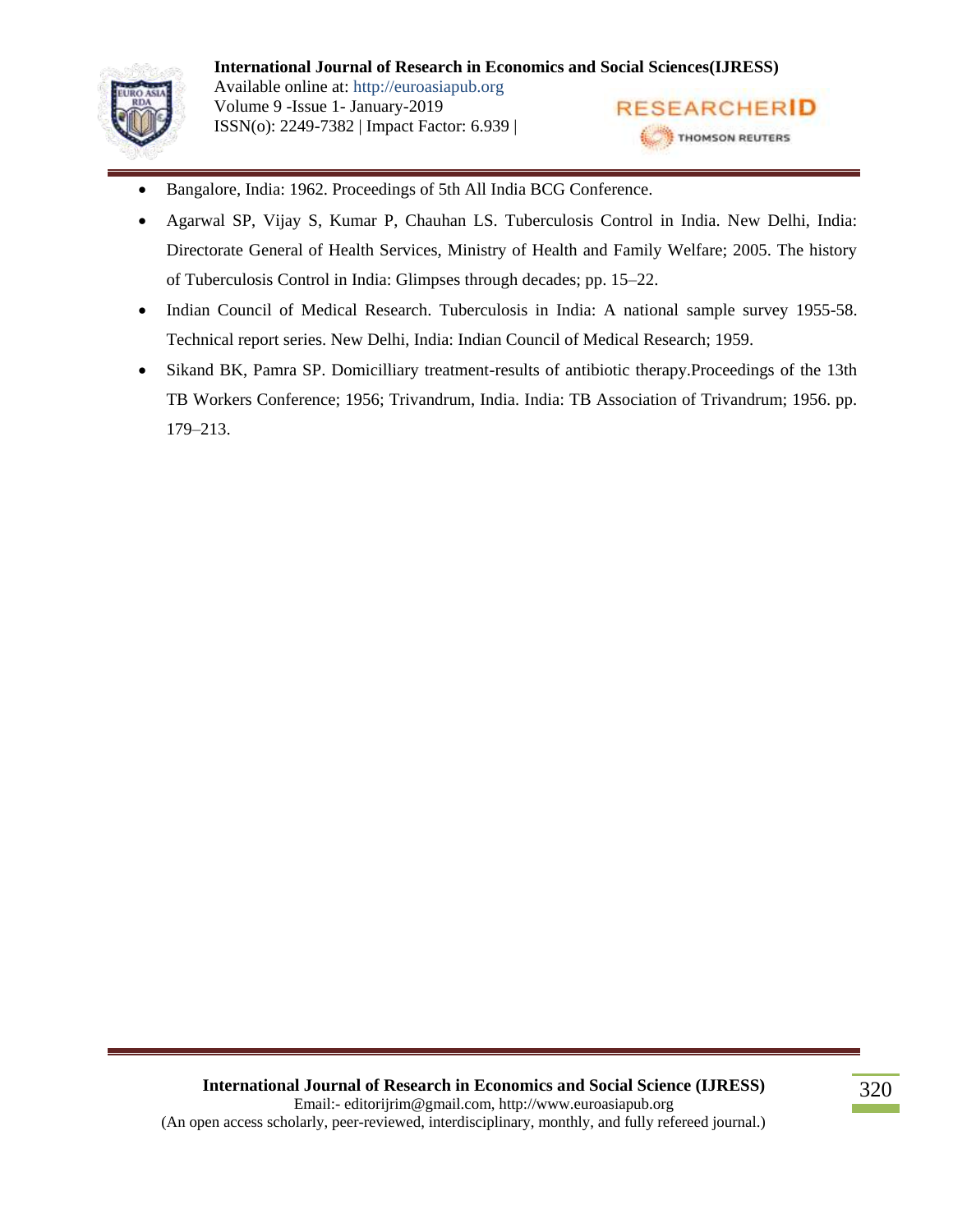- Bangalore, India: 1962. Proceedings of 5th All India BCG Conference.
- Agarwal SP, Vijay S, Kumar P, Chauhan LS. Tuberculosis Control in India. New Delhi, India: Directorate General of Health Services, Ministry of Health and Family Welfare; 2005. The history of Tuberculosis Control in India: Glimpses through decades; pp. 15–22.
- Indian Council of Medical Research. Tuberculosis in India: A national sample survey 1955-58. Technical report series. New Delhi, India: Indian Council of Medical Research; 1959.
- Sikand BK, Pamra SP. Domicilliary treatment-results of antibiotic therapy.Proceedings of the 13th TB Workers Conference; 1956; Trivandrum, India. India: TB Association of Trivandrum; 1956. pp. 179–213.